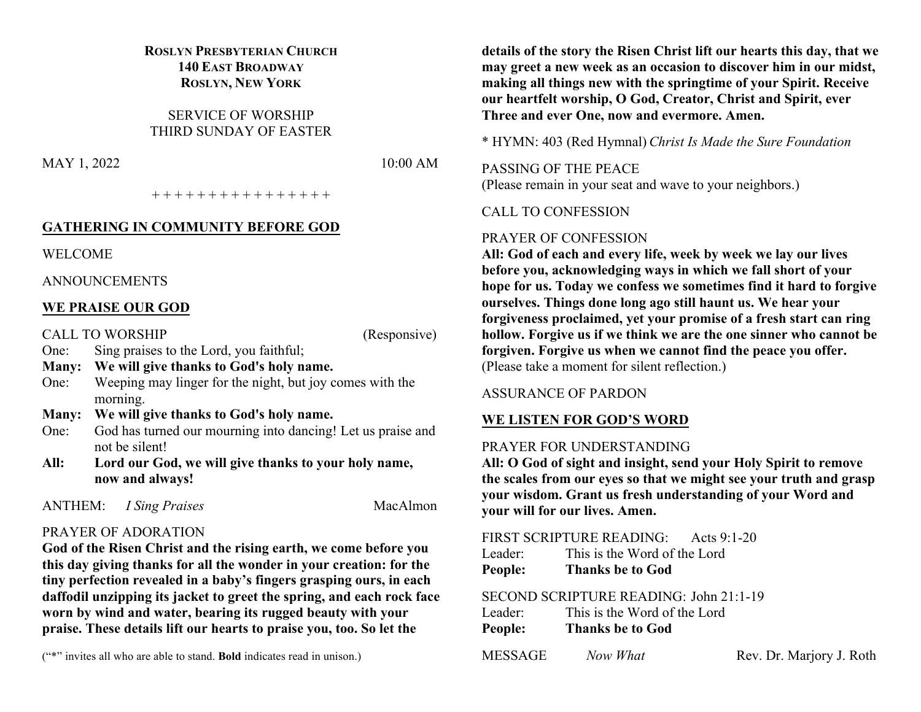**ROSLYN PRESBYTERIAN CHURCH**
**140 EAST BROADWAY**
**ROSLYN, NEW YORK**

SERVICE OF WORSHIP
THIRD SUNDAY OF EASTER

MAY 1, 2022 10:00 AM

+ + + + + + + + + + + + + + + +

## GATHERING IN COMMUNITY BEFORE GOD

WELCOME

ANNOUNCEMENTS

## WE PRAISE OUR GOD

CALL TO WORSHIP (Responsive)

One: Sing praises to the Lord, you faithful;
**Many: We will give thanks to God's holy name.**
One: Weeping may linger for the night, but joy comes with the morning.
**Many: We will give thanks to God's holy name.**
One: God has turned our mourning into dancing! Let us praise and not be silent!
**All: Lord our God, we will give thanks to your holy name, now and always!**

ANTHEM: *I Sing Praises* MacAlmon

PRAYER OF ADORATION
**God of the Risen Christ and the rising earth, we come before you this day giving thanks for all the wonder in your creation: for the tiny perfection revealed in a baby's fingers grasping ours, in each daffodil unzipping its jacket to greet the spring, and each rock face worn by wind and water, bearing its rugged beauty with your praise. These details lift our hearts to praise you, too. So let the details of the story the Risen Christ lift our hearts this day, that we may greet a new week as an occasion to discover him in our midst, making all things new with the springtime of your Spirit. Receive our heartfelt worship, O God, Creator, Christ and Spirit, ever Three and ever One, now and evermore. Amen.**

(“*” invites all who are able to stand. **Bold** indicates read in unison.)

\* HYMN: 403 (Red Hymnal) *Christ Is Made the Sure Foundation*

PASSING OF THE PEACE
(Please remain in your seat and wave to your neighbors.)

CALL TO CONFESSION

PRAYER OF CONFESSION
**All: God of each and every life, week by week we lay our lives before you, acknowledging ways in which we fall short of your hope for us. Today we confess we sometimes find it hard to forgive ourselves. Things done long ago still haunt us. We hear your forgiveness proclaimed, yet your promise of a fresh start can ring hollow. Forgive us if we think we are the one sinner who cannot be forgiven. Forgive us when we cannot find the peace you offer.**
(Please take a moment for silent reflection.)

ASSURANCE OF PARDON

## WE LISTEN FOR GOD'S WORD

PRAYER FOR UNDERSTANDING
**All: O God of sight and insight, send your Holy Spirit to remove the scales from our eyes so that we might see your truth and grasp your wisdom. Grant us fresh understanding of your Word and your will for our lives. Amen.**

FIRST SCRIPTURE READING: Acts 9:1-20
Leader: This is the Word of the Lord
**People: Thanks be to God**

SECOND SCRIPTURE READING: John 21:1-19
Leader: This is the Word of the Lord
**People: Thanks be to God**

MESSAGE *Now What* Rev. Dr. Marjory J. Roth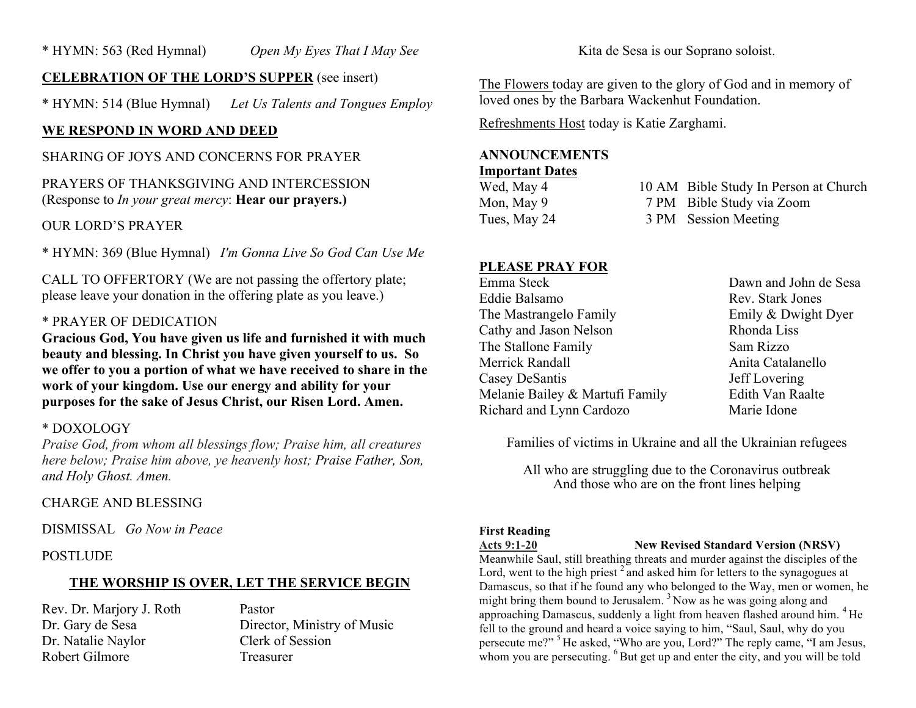* HYMN: 563 (Red Hymnal) *Open My Eyes That I May See*

**CELEBRATION OF THE LORD'S SUPPER** (see insert)

* HYMN: 514 (Blue Hymnal) *Let Us Talents and Tongues Employ*

**WE RESPOND IN WORD AND DEED**

SHARING OF JOYS AND CONCERNS FOR PRAYER

PRAYERS OF THANKSGIVING AND INTERCESSION
(Response to *In your great mercy*: **Hear our prayers.)**

OUR LORD'S PRAYER

* HYMN: 369 (Blue Hymnal) *I'm Gonna Live So God Can Use Me*

CALL TO OFFERTORY (We are not passing the offertory plate; please leave your donation in the offering plate as you leave.)

* PRAYER OF DEDICATION
**Gracious God, You have given us life and furnished it with much beauty and blessing. In Christ you have given yourself to us. So we offer to you a portion of what we have received to share in the work of your kingdom. Use our energy and ability for your purposes for the sake of Jesus Christ, our Risen Lord. Amen.**

* DOXOLOGY
*Praise God, from whom all blessings flow; Praise him, all creatures here below; Praise him above, ye heavenly host; Praise Father, Son, and Holy Ghost. Amen.*

CHARGE AND BLESSING

DISMISSAL *Go Now in Peace*

POSTLUDE

**THE WORSHIP IS OVER, LET THE SERVICE BEGIN**

| | |
|---|---|
| Rev. Dr. Marjory J. Roth | Pastor |
| Dr. Gary de Sesa | Director, Ministry of Music |
| Dr. Natalie Naylor | Clerk of Session |
| Robert Gilmore | Treasurer |

Kita de Sesa is our Soprano soloist.

The Flowers today are given to the glory of God and in memory of loved ones by the Barbara Wackenhut Foundation.

Refreshments Host today is Katie Zarghami.

**ANNOUNCEMENTS**
**Important Dates**

| | | |
|---|---|---|
| Wed, May 4 | 10 AM | Bible Study In Person at Church |
| Mon, May 9 | 7 PM | Bible Study via Zoom |
| Tues, May 24 | 3 PM | Session Meeting |

**PLEASE PRAY FOR**

| | |
|---|---|
| Emma Steck | Dawn and John de Sesa |
| Eddie Balsamo | Rev. Stark Jones |
| The Mastrangelo Family | Emily & Dwight Dyer |
| Cathy and Jason Nelson | Rhonda Liss |
| The Stallone Family | Sam Rizzo |
| Merrick Randall | Anita Catalanello |
| Casey DeSantis | Jeff Lovering |
| Melanie Bailey & Martufi Family | Edith Van Raalte |
| Richard and Lynn Cardozo | Marie Idone |

Families of victims in Ukraine and all the Ukrainian refugees

All who are struggling due to the Coronavirus outbreak
And those who are on the front lines helping

**First Reading**
**Acts 9:1-20** **New Revised Standard Version (NRSV)**
Meanwhile Saul, still breathing threats and murder against the disciples of the Lord, went to the high priest [2] and asked him for letters to the synagogues at Damascus, so that if he found any who belonged to the Way, men or women, he might bring them bound to Jerusalem. [3] Now as he was going along and approaching Damascus, suddenly a light from heaven flashed around him. [4] He fell to the ground and heard a voice saying to him, "Saul, Saul, why do you persecute me?" [5] He asked, "Who are you, Lord?" The reply came, "I am Jesus, whom you are persecuting. [6] But get up and enter the city, and you will be told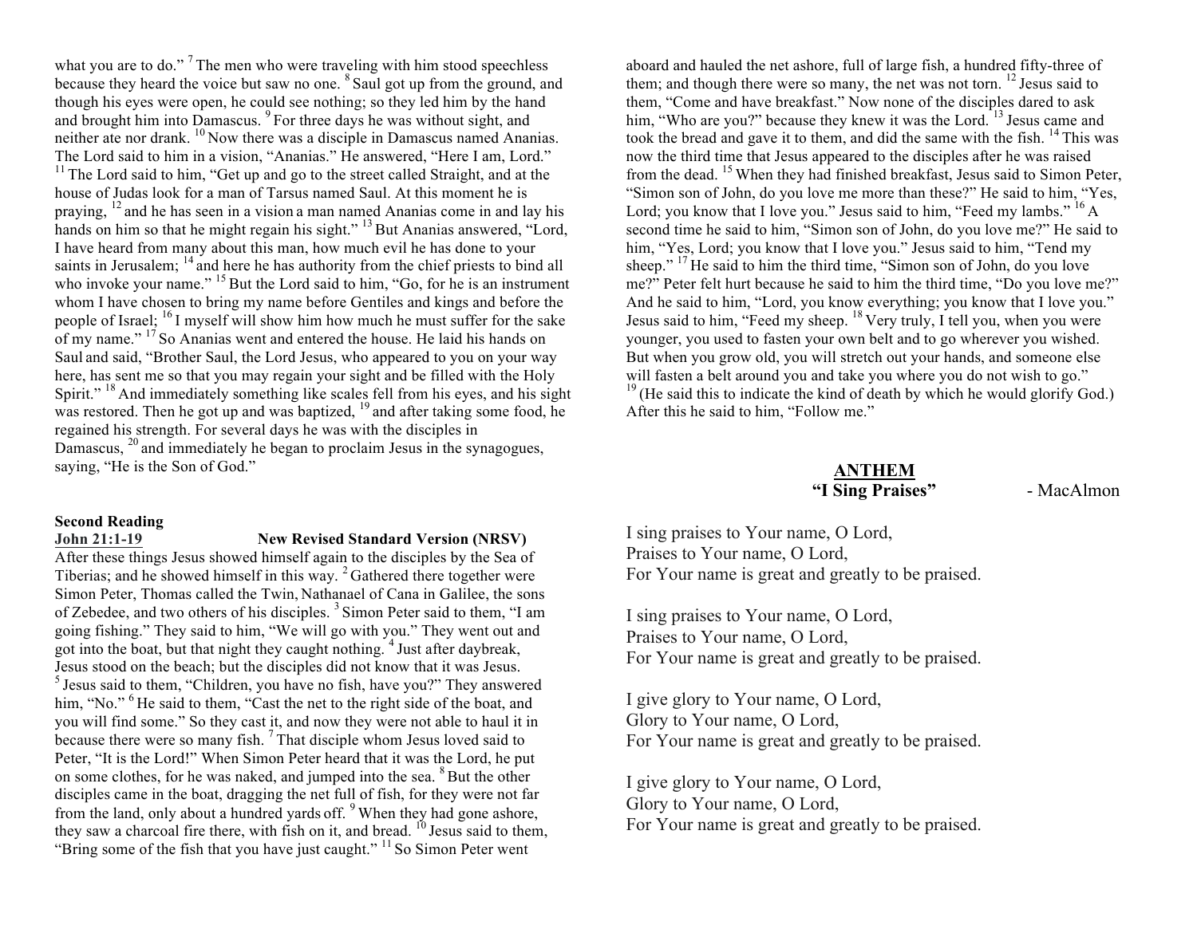what you are to do." [7] The men who were traveling with him stood speechless because they heard the voice but saw no one. [8] Saul got up from the ground, and though his eyes were open, he could see nothing; so they led him by the hand and brought him into Damascus. [9] For three days he was without sight, and neither ate nor drank. [10] Now there was a disciple in Damascus named Ananias. The Lord said to him in a vision, "Ananias." He answered, "Here I am, Lord." [11] The Lord said to him, "Get up and go to the street called Straight, and at the house of Judas look for a man of Tarsus named Saul. At this moment he is praying, [12] and he has seen in a vision a man named Ananias come in and lay his hands on him so that he might regain his sight." [13] But Ananias answered, "Lord, I have heard from many about this man, how much evil he has done to your saints in Jerusalem; [14] and here he has authority from the chief priests to bind all who invoke your name." [15] But the Lord said to him, "Go, for he is an instrument whom I have chosen to bring my name before Gentiles and kings and before the people of Israel; [16] I myself will show him how much he must suffer for the sake of my name." [17] So Ananias went and entered the house. He laid his hands on Saul and said, "Brother Saul, the Lord Jesus, who appeared to you on your way here, has sent me so that you may regain your sight and be filled with the Holy Spirit." [18] And immediately something like scales fell from his eyes, and his sight was restored. Then he got up and was baptized, [19] and after taking some food, he regained his strength. For several days he was with the disciples in Damascus, [20] and immediately he began to proclaim Jesus in the synagogues, saying, "He is the Son of God."

**Second Reading**

**John 21:1-19** **New Revised Standard Version (NRSV)**

After these things Jesus showed himself again to the disciples by the Sea of Tiberias; and he showed himself in this way. [2] Gathered there together were Simon Peter, Thomas called the Twin, Nathanael of Cana in Galilee, the sons of Zebedee, and two others of his disciples. [3] Simon Peter said to them, "I am going fishing." They said to him, "We will go with you." They went out and got into the boat, but that night they caught nothing. [4] Just after daybreak, Jesus stood on the beach; but the disciples did not know that it was Jesus. [5] Jesus said to them, "Children, you have no fish, have you?" They answered him, "No." [6] He said to them, "Cast the net to the right side of the boat, and you will find some." So they cast it, and now they were not able to haul it in because there were so many fish. [7] That disciple whom Jesus loved said to Peter, "It is the Lord!" When Simon Peter heard that it was the Lord, he put on some clothes, for he was naked, and jumped into the sea. [8] But the other disciples came in the boat, dragging the net full of fish, for they were not far from the land, only about a hundred yards off. [9] When they had gone ashore, they saw a charcoal fire there, with fish on it, and bread. [10] Jesus said to them, "Bring some of the fish that you have just caught." [11] So Simon Peter went aboard and hauled the net ashore, full of large fish, a hundred fifty-three of them; and though there were so many, the net was not torn. [12] Jesus said to them, "Come and have breakfast." Now none of the disciples dared to ask him, "Who are you?" because they knew it was the Lord. [13] Jesus came and took the bread and gave it to them, and did the same with the fish. [14] This was now the third time that Jesus appeared to the disciples after he was raised from the dead. [15] When they had finished breakfast, Jesus said to Simon Peter, "Simon son of John, do you love me more than these?" He said to him, "Yes, Lord; you know that I love you." Jesus said to him, "Feed my lambs." [16] A second time he said to him, "Simon son of John, do you love me?" He said to him, "Yes, Lord; you know that I love you." Jesus said to him, "Tend my sheep." [17] He said to him the third time, "Simon son of John, do you love me?" Peter felt hurt because he said to him the third time, "Do you love me?" And he said to him, "Lord, you know everything; you know that I love you." Jesus said to him, "Feed my sheep. [18] Very truly, I tell you, when you were younger, you used to fasten your own belt and to go wherever you wished. But when you grow old, you will stretch out your hands, and someone else will fasten a belt around you and take you where you do not wish to go." [19] (He said this to indicate the kind of death by which he would glorify God.) After this he said to him, "Follow me."

**ANTHEM**

**"I Sing Praises"** - MacAlmon

I sing praises to Your name, O Lord,
Praises to Your name, O Lord,
For Your name is great and greatly to be praised.

I sing praises to Your name, O Lord,
Praises to Your name, O Lord,
For Your name is great and greatly to be praised.

I give glory to Your name, O Lord,
Glory to Your name, O Lord,
For Your name is great and greatly to be praised.

I give glory to Your name, O Lord,
Glory to Your name, O Lord,
For Your name is great and greatly to be praised.